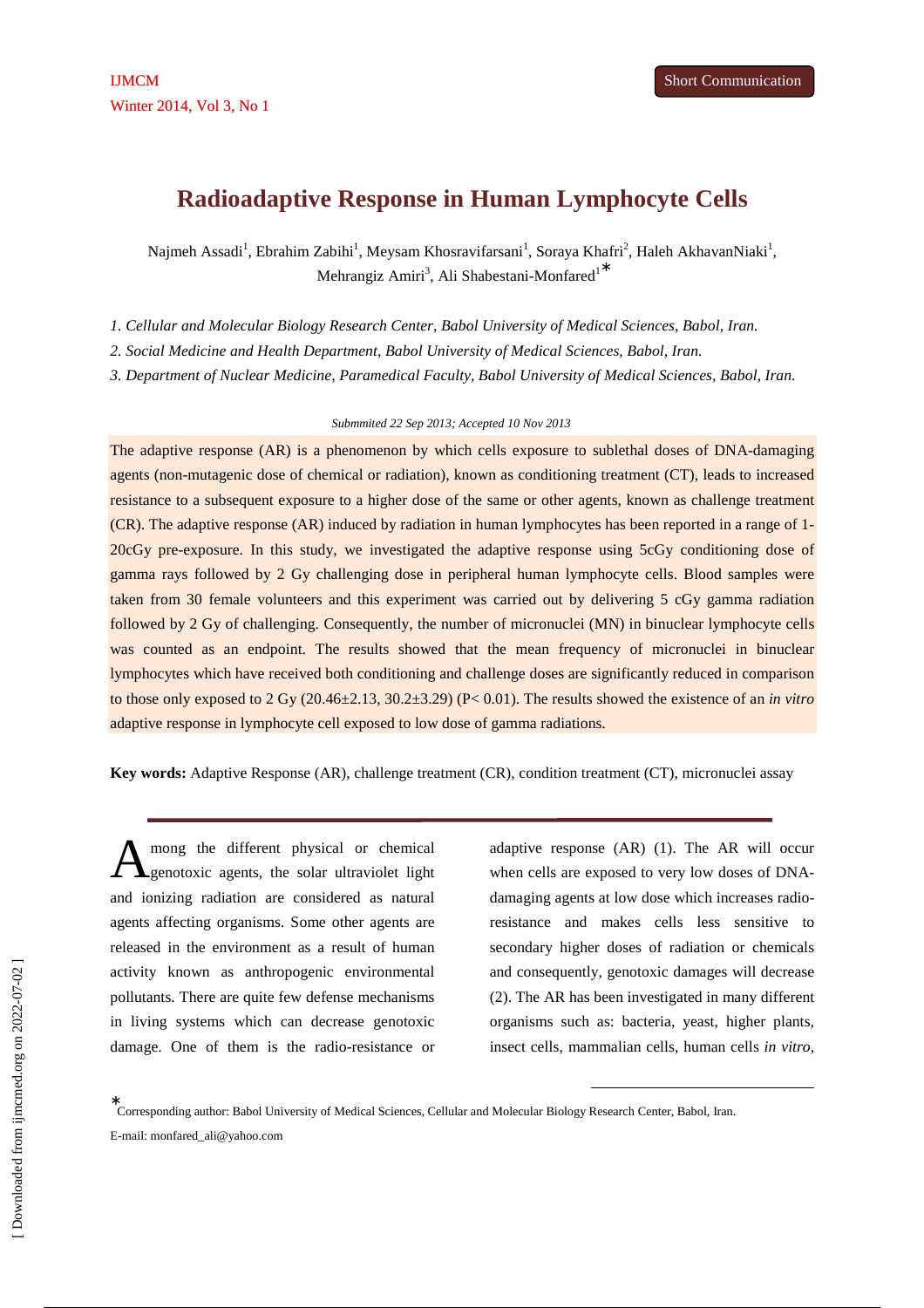Short Communication

# Radioadaptive Response in Human Lymphocyte Cells

Najmeh Assadi[1], Ebrahim Zabihi[1], Meysam Khosravifarsani[1], Soraya Khafri[2], Haleh AkhavanNiaki[1], Mehrangiz Amiri[3], Ali Shabestani-Monfared[1]*

*1. Cellular and Molecular Biology Research Center, Babol University of Medical Sciences, Babol, Iran.*

*2. Social Medicine and Health Department, Babol University of Medical Sciences, Babol, Iran.*

*3. Department of Nuclear Medicine, Paramedical Faculty, Babol University of Medical Sciences, Babol, Iran.*

*Submmited 22 Sep 2013; Accepted 10 Nov 2013*

The adaptive response (AR) is a phenomenon by which cells exposure to sublethal doses of DNA-damaging agents (non-mutagenic dose of chemical or radiation), known as conditioning treatment (CT), leads to increased resistance to a subsequent exposure to a higher dose of the same or other agents, known as challenge treatment (CR). The adaptive response (AR) induced by radiation in human lymphocytes has been reported in a range of 1-20cGy pre-exposure. In this study, we investigated the adaptive response using 5cGy conditioning dose of gamma rays followed by 2 Gy challenging dose in peripheral human lymphocyte cells. Blood samples were taken from 30 female volunteers and this experiment was carried out by delivering 5 cGy gamma radiation followed by 2 Gy of challenging. Consequently, the number of micronuclei (MN) in binuclear lymphocyte cells was counted as an endpoint. The results showed that the mean frequency of micronuclei in binuclear lymphocytes which have received both conditioning and challenge doses are significantly reduced in comparison to those only exposed to 2 Gy (20.46±2.13, 30.2±3.29) (P< 0.01). The results showed the existence of an *in vitro* adaptive response in lymphocyte cell exposed to low dose of gamma radiations.

**Key words:** Adaptive Response (AR), challenge treatment (CR), condition treatment (CT), micronuclei assay

Among the different physical or chemical genotoxic agents, the solar ultraviolet light and ionizing radiation are considered as natural agents affecting organisms. Some other agents are released in the environment as a result of human activity known as anthropogenic environmental pollutants. There are quite few defense mechanisms in living systems which can decrease genotoxic damage. One of them is the radio-resistance or adaptive response (AR) (1). The AR will occur when cells are exposed to very low doses of DNA-damaging agents at low dose which increases radio-resistance and makes cells less sensitive to secondary higher doses of radiation or chemicals and consequently, genotoxic damages will decrease (2). The AR has been investigated in many different organisms such as: bacteria, yeast, higher plants, insect cells, mammalian cells, human cells *in vitro*,

*Corresponding author: Babol University of Medical Sciences, Cellular and Molecular Biology Research Center, Babol, Iran.
E-mail: monfared_ali@yahoo.com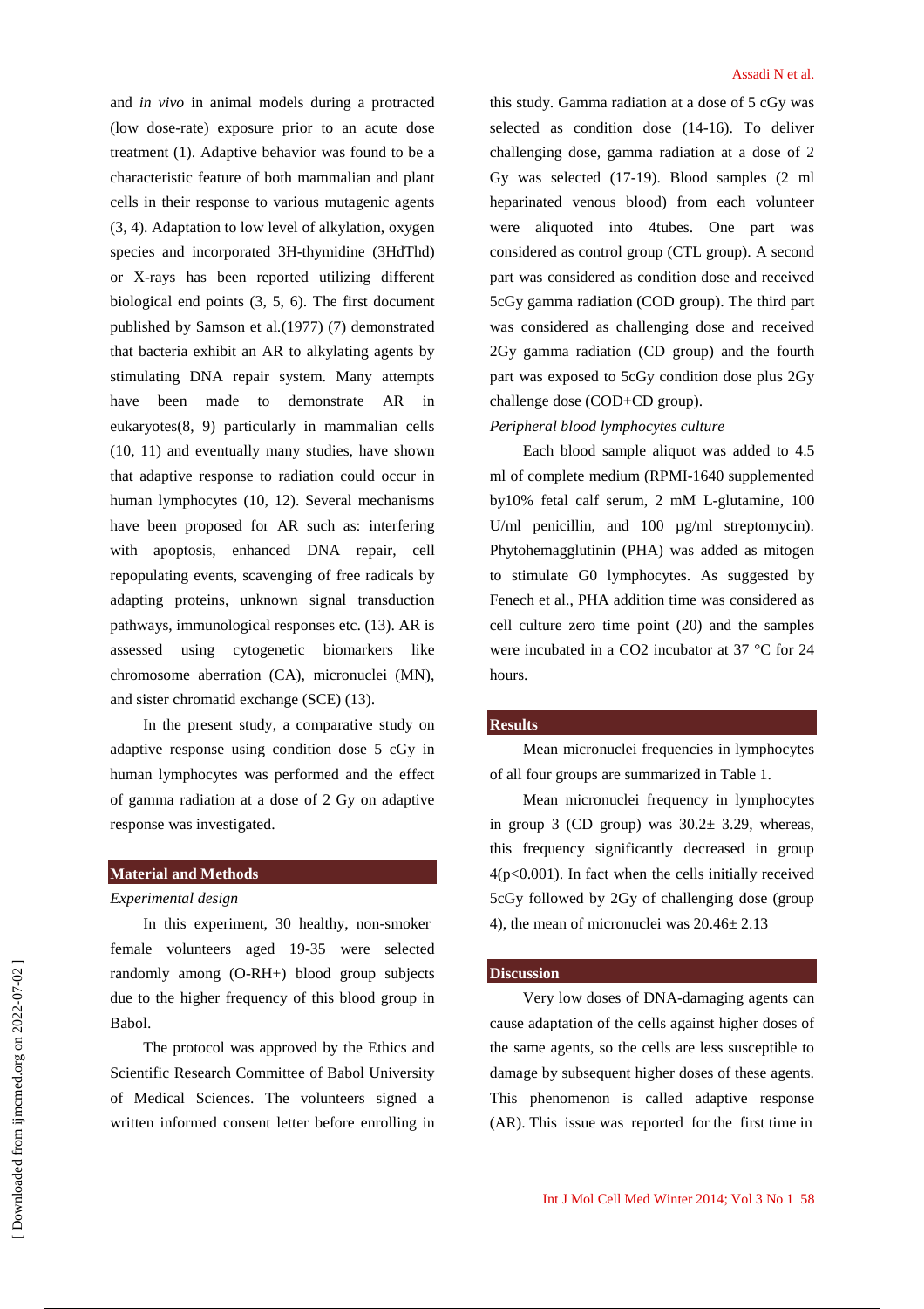and *in vivo* in animal models during a protracted (low dose-rate) exposure prior to an acute dose treatment (1). Adaptive behavior was found to be a characteristic feature of both mammalian and plant cells in their response to various mutagenic agents (3, 4). Adaptation to low level of alkylation, oxygen species and incorporated 3H-thymidine (3HdThd) or X-rays has been reported utilizing different biological end points (3, 5, 6). The first document published by Samson et al.(1977) (7) demonstrated that bacteria exhibit an AR to alkylating agents by stimulating DNA repair system. Many attempts have been made to demonstrate AR in eukaryotes(8, 9) particularly in mammalian cells (10, 11) and eventually many studies, have shown that adaptive response to radiation could occur in human lymphocytes (10, 12). Several mechanisms have been proposed for AR such as: interfering with apoptosis, enhanced DNA repair, cell repopulating events, scavenging of free radicals by adapting proteins, unknown signal transduction pathways, immunological responses etc. (13). AR is assessed using cytogenetic biomarkers like chromosome aberration (CA), micronuclei (MN), and sister chromatid exchange (SCE) (13).

In the present study, a comparative study on adaptive response using condition dose 5 cGy in human lymphocytes was performed and the effect of gamma radiation at a dose of 2 Gy on adaptive response was investigated.

## Material and Methods

*Experimental design*

In this experiment, 30 healthy, non-smoker female volunteers aged 19-35 were selected randomly among (O-RH+) blood group subjects due to the higher frequency of this blood group in Babol.

The protocol was approved by the Ethics and Scientific Research Committee of Babol University of Medical Sciences. The volunteers signed a written informed consent letter before enrolling in this study. Gamma radiation at a dose of 5 cGy was selected as condition dose (14-16). To deliver challenging dose, gamma radiation at a dose of 2 Gy was selected (17-19). Blood samples (2 ml heparinated venous blood) from each volunteer were aliquoted into 4tubes. One part was considered as control group (CTL group). A second part was considered as condition dose and received 5cGy gamma radiation (COD group). The third part was considered as challenging dose and received 2Gy gamma radiation (CD group) and the fourth part was exposed to 5cGy condition dose plus 2Gy challenge dose (COD+CD group).

*Peripheral blood lymphocytes culture*

Each blood sample aliquot was added to 4.5 ml of complete medium (RPMI-1640 supplemented by10% fetal calf serum, 2 mM L-glutamine, 100 U/ml penicillin, and 100 µg/ml streptomycin). Phytohemagglutinin (PHA) was added as mitogen to stimulate G0 lymphocytes. As suggested by Fenech et al., PHA addition time was considered as cell culture zero time point (20) and the samples were incubated in a $CO_2$ incubator at 37 °C for 24 hours.

## Results

Mean micronuclei frequencies in lymphocytes of all four groups are summarized in Table 1.

Mean micronuclei frequency in lymphocytes in group 3 (CD group) was 30.2± 3.29, whereas, this frequency significantly decreased in group 4($p<0.001$). In fact when the cells initially received 5cGy followed by 2Gy of challenging dose (group 4), the mean of micronuclei was 20.46± 2.13

## Discussion

Very low doses of DNA-damaging agents can cause adaptation of the cells against higher doses of the same agents, so the cells are less susceptible to damage by subsequent higher doses of these agents. This phenomenon is called adaptive response (AR). This issue was reported for the first time in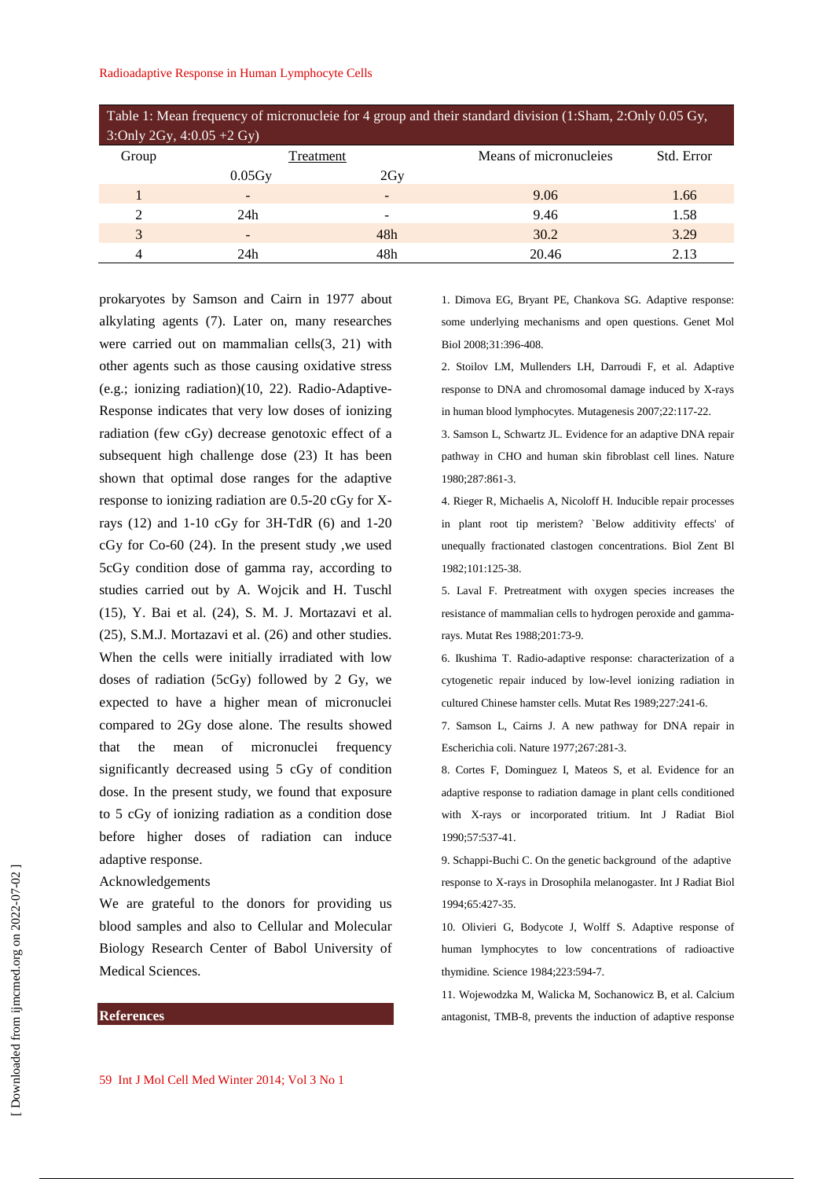Table 1: Mean frequency of micronucleie for 4 group and their standard division (1:Sham, 2:Only 0.05 Gy, 3:Only 2Gy, 4:0.05 +2 Gy)

| Group | Treatment | | Means of micronucleies | Std. Error |
|---|---|---|---|---|
| | 0.05Gy | 2Gy | | |
| 1 | - | - | 9.06 | 1.66 |
| 2 | 24h | - | 9.46 | 1.58 |
| 3 | - | 48h | 30.2 | 3.29 |
| 4 | 24h | 48h | 20.46 | 2.13 |

prokaryotes by Samson and Cairn in 1977 about alkylating agents (7). Later on, many researches were carried out on mammalian cells(3, 21) with other agents such as those causing oxidative stress (e.g.; ionizing radiation)(10, 22). Radio-Adaptive-Response indicates that very low doses of ionizing radiation (few cGy) decrease genotoxic effect of a subsequent high challenge dose (23) It has been shown that optimal dose ranges for the adaptive response to ionizing radiation are 0.5-20 cGy for X-rays (12) and 1-10 cGy for 3H-TdR (6) and 1-20 cGy for Co-60 (24). In the present study ,we used 5cGy condition dose of gamma ray, according to studies carried out by A. Wojcik and H. Tuschl (15), Y. Bai et al. (24), S. M. J. Mortazavi et al. (25), S.M.J. Mortazavi et al. (26) and other studies. When the cells were initially irradiated with low doses of radiation (5cGy) followed by 2 Gy, we expected to have a higher mean of micronuclei compared to 2Gy dose alone. The results showed that the mean of micronuclei frequency significantly decreased using 5 cGy of condition dose. In the present study, we found that exposure to 5 cGy of ionizing radiation as a condition dose before higher doses of radiation can induce adaptive response.

## Acknowledgements

We are grateful to the donors for providing us blood samples and also to Cellular and Molecular Biology Research Center of Babol University of Medical Sciences.

## References

1. Dimova EG, Bryant PE, Chankova SG. Adaptive response: some underlying mechanisms and open questions. Genet Mol Biol 2008;31:396-408.
2. Stoilov LM, Mullenders LH, Darroudi F, et al. Adaptive response to DNA and chromosomal damage induced by X-rays in human blood lymphocytes. Mutagenesis 2007;22:117-22.
3. Samson L, Schwartz JL. Evidence for an adaptive DNA repair pathway in CHO and human skin fibroblast cell lines. Nature 1980;287:861-3.
4. Rieger R, Michaelis A, Nicoloff H. Inducible repair processes in plant root tip meristem? `Below additivity effects' of unequally fractionated clastogen concentrations. Biol Zent Bl 1982;101:125-38.
5. Laval F. Pretreatment with oxygen species increases the resistance of mammalian cells to hydrogen peroxide and gamma-rays. Mutat Res 1988;201:73-9.
6. Ikushima T. Radio-adaptive response: characterization of a cytogenetic repair induced by low-level ionizing radiation in cultured Chinese hamster cells. Mutat Res 1989;227:241-6.
7. Samson L, Cairns J. A new pathway for DNA repair in Escherichia coli. Nature 1977;267:281-3.
8. Cortes F, Dominguez I, Mateos S, et al. Evidence for an adaptive response to radiation damage in plant cells conditioned with X-rays or incorporated tritium. Int J Radiat Biol 1990;57:537-41.
9. Schappi-Buchi C. On the genetic background of the adaptive response to X-rays in Drosophila melanogaster. Int J Radiat Biol 1994;65:427-35.
10. Olivieri G, Bodycote J, Wolff S. Adaptive response of human lymphocytes to low concentrations of radioactive thymidine. Science 1984;223:594-7.
11. Wojewodzka M, Walicka M, Sochanowicz B, et al. Calcium antagonist, TMB-8, prevents the induction of adaptive response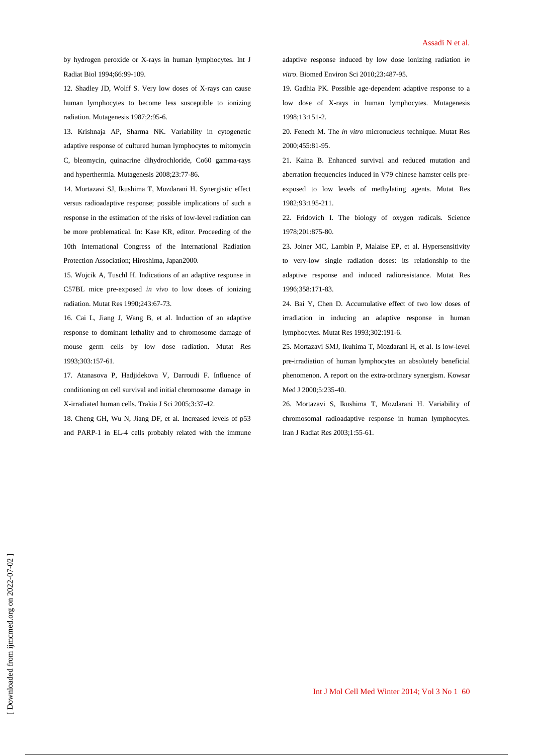by hydrogen peroxide or X-rays in human lymphocytes. Int J Radiat Biol 1994;66:99-109.

12. Shadley JD, Wolff S. Very low doses of X-rays can cause human lymphocytes to become less susceptible to ionizing radiation. Mutagenesis 1987;2:95-6.

13. Krishnaja AP, Sharma NK. Variability in cytogenetic adaptive response of cultured human lymphocytes to mitomycin C, bleomycin, quinacrine dihydrochloride, Co60 gamma-rays and hyperthermia. Mutagenesis 2008;23:77-86.

14. Mortazavi SJ, Ikushima T, Mozdarani H. Synergistic effect versus radioadaptive response; possible implications of such a response in the estimation of the risks of low-level radiation can be more problematical. In: Kase KR, editor. Proceeding of the 10th International Congress of the International Radiation Protection Association; Hiroshima, Japan2000.

15. Wojcik A, Tuschl H. Indications of an adaptive response in C57BL mice pre-exposed *in vivo* to low doses of ionizing radiation. Mutat Res 1990;243:67-73.

16. Cai L, Jiang J, Wang B, et al. Induction of an adaptive response to dominant lethality and to chromosome damage of mouse germ cells by low dose radiation. Mutat Res 1993;303:157-61.

17. Atanasova P, Hadjidekova V, Darroudi F. Influence of conditioning on cell survival and initial chromosome damage in X-irradiated human cells. Trakia J Sci 2005;3:37-42.

18. Cheng GH, Wu N, Jiang DF, et al. Increased levels of p53 and PARP-1 in EL-4 cells probably related with the immune adaptive response induced by low dose ionizing radiation *in vitro*. Biomed Environ Sci 2010;23:487-95.

19. Gadhia PK. Possible age-dependent adaptive response to a low dose of X-rays in human lymphocytes. Mutagenesis 1998;13:151-2.

20. Fenech M. The *in vitro* micronucleus technique. Mutat Res 2000;455:81-95.

21. Kaina B. Enhanced survival and reduced mutation and aberration frequencies induced in V79 chinese hamster cells pre-exposed to low levels of methylating agents. Mutat Res 1982;93:195-211.

22. Fridovich I. The biology of oxygen radicals. Science 1978;201:875-80.

23. Joiner MC, Lambin P, Malaise EP, et al. Hypersensitivity to very-low single radiation doses: its relationship to the adaptive response and induced radioresistance. Mutat Res 1996;358:171-83.

24. Bai Y, Chen D. Accumulative effect of two low doses of irradiation in inducing an adaptive response in human lymphocytes. Mutat Res 1993;302:191-6.

25. Mortazavi SMJ, Ikuhima T, Mozdarani H, et al. Is low-level pre-irradiation of human lymphocytes an absolutely beneficial phenomenon. A report on the extra-ordinary synergism. Kowsar Med J 2000;5:235-40.

26. Mortazavi S, Ikushima T, Mozdarani H. Variability of chromosomal radioadaptive response in human lymphocytes. Iran J Radiat Res 2003;1:55-61.